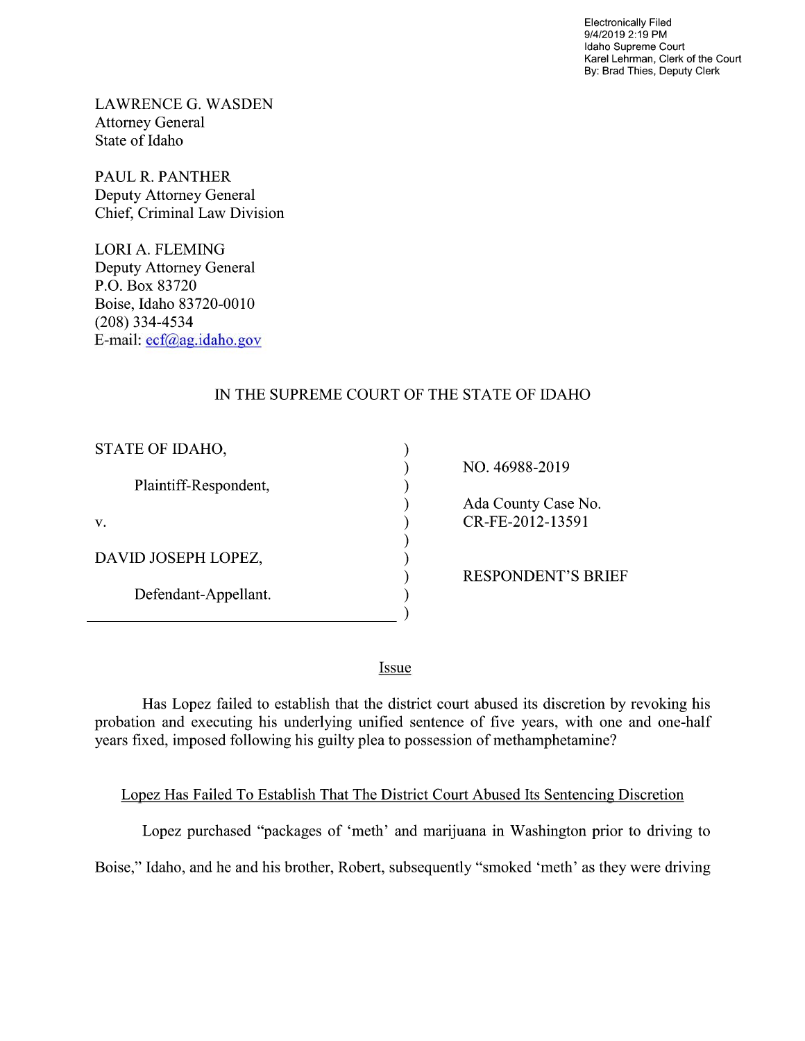Electronically Filed
9/4/2019 2:19 PM
Idaho Supreme Court
Karel Lehrman, Clerk of the Court
By: Brad Thies, Deputy Clerk

LAWRENCE G. WASDEN
Attorney General
State of Idaho

PAUL R. PANTHER
Deputy Attorney General
Chief, Criminal Law Division

LORI A. FLEMING
Deputy Attorney General
P.O. Box 83720
Boise, Idaho 83720-0010
(208) 334-4534
E-mail: ecf@ag.idaho.gov

IN THE SUPREME COURT OF THE STATE OF IDAHO

| | |
|---|---|
| STATE OF IDAHO,<br><br>Plaintiff-Respondent,<br><br>v.<br><br>DAVID JOSEPH LOPEZ,<br><br>Defendant-Appellant. | NO. 46988-2019<br><br>Ada County Case No. CR-FE-2012-13591<br><br>RESPONDENT'S BRIEF |

## Issue

Has Lopez failed to establish that the district court abused its discretion by revoking his probation and executing his underlying unified sentence of five years, with one and one-half years fixed, imposed following his guilty plea to possession of methamphetamine?

## Lopez Has Failed To Establish That The District Court Abused Its Sentencing Discretion

Lopez purchased "packages of 'meth' and marijuana in Washington prior to driving to Boise," Idaho, and he and his brother, Robert, subsequently "smoked 'meth' as they were driving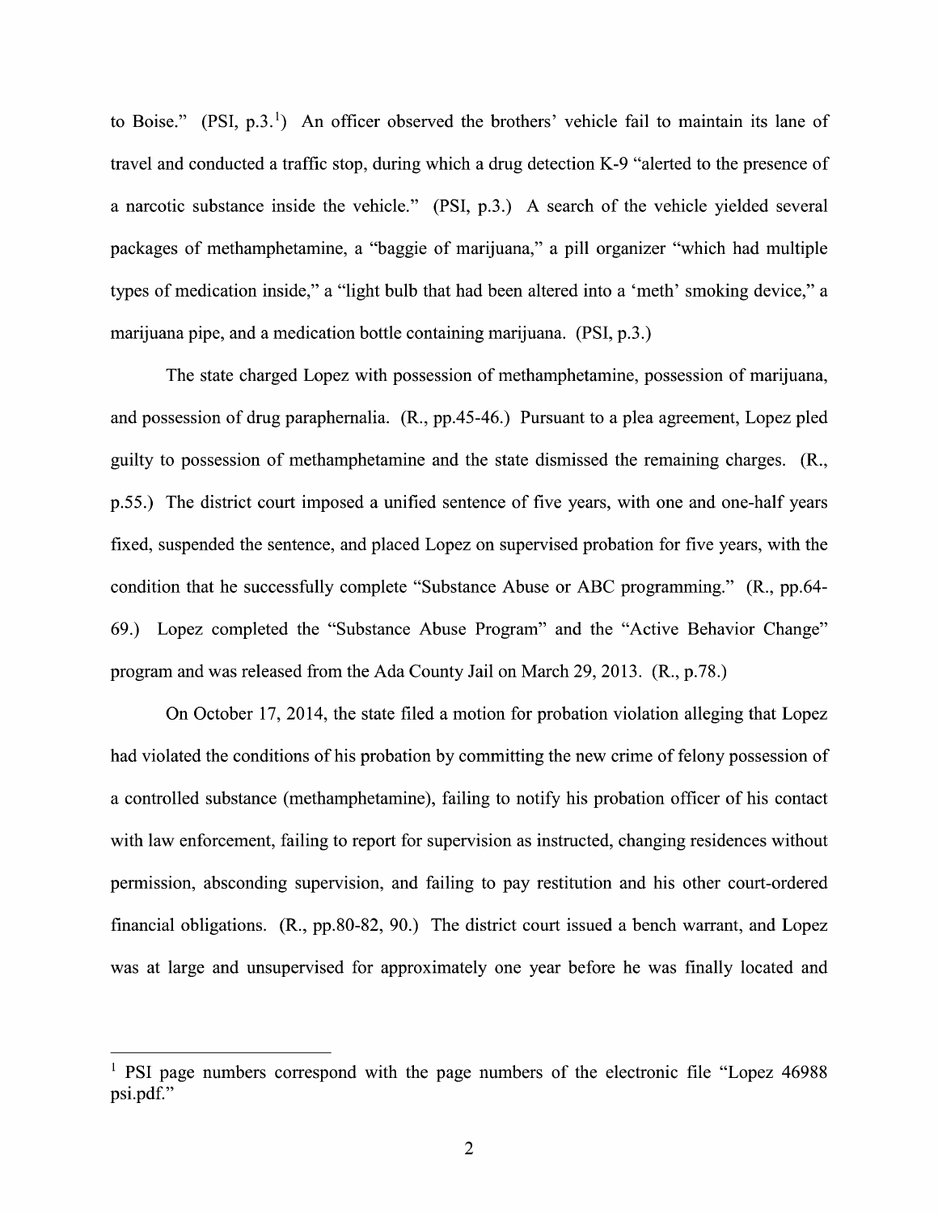to Boise." (PSI, p.3.[1]) An officer observed the brothers' vehicle fail to maintain its lane of travel and conducted a traffic stop, during which a drug detection K-9 "alerted to the presence of a narcotic substance inside the vehicle." (PSI, p.3.) A search of the vehicle yielded several packages of methamphetamine, a "baggie of marijuana," a pill organizer "which had multiple types of medication inside," a "light bulb that had been altered into a 'meth' smoking device," a marijuana pipe, and a medication bottle containing marijuana. (PSI, p.3.)

The state charged Lopez with possession of methamphetamine, possession of marijuana, and possession of drug paraphernalia. (R., pp.45-46.) Pursuant to a plea agreement, Lopez pled guilty to possession of methamphetamine and the state dismissed the remaining charges. (R., p.55.) The district court imposed a unified sentence of five years, with one and one-half years fixed, suspended the sentence, and placed Lopez on supervised probation for five years, with the condition that he successfully complete "Substance Abuse or ABC programming." (R., pp.64-69.) Lopez completed the "Substance Abuse Program" and the "Active Behavior Change" program and was released from the Ada County Jail on March 29, 2013. (R., p.78.)

On October 17, 2014, the state filed a motion for probation violation alleging that Lopez had violated the conditions of his probation by committing the new crime of felony possession of a controlled substance (methamphetamine), failing to notify his probation officer of his contact with law enforcement, failing to report for supervision as instructed, changing residences without permission, absconding supervision, and failing to pay restitution and his other court-ordered financial obligations. (R., pp.80-82, 90.) The district court issued a bench warrant, and Lopez was at large and unsupervised for approximately one year before he was finally located and

---

[1] PSI page numbers correspond with the page numbers of the electronic file "Lopez 46988 psi.pdf."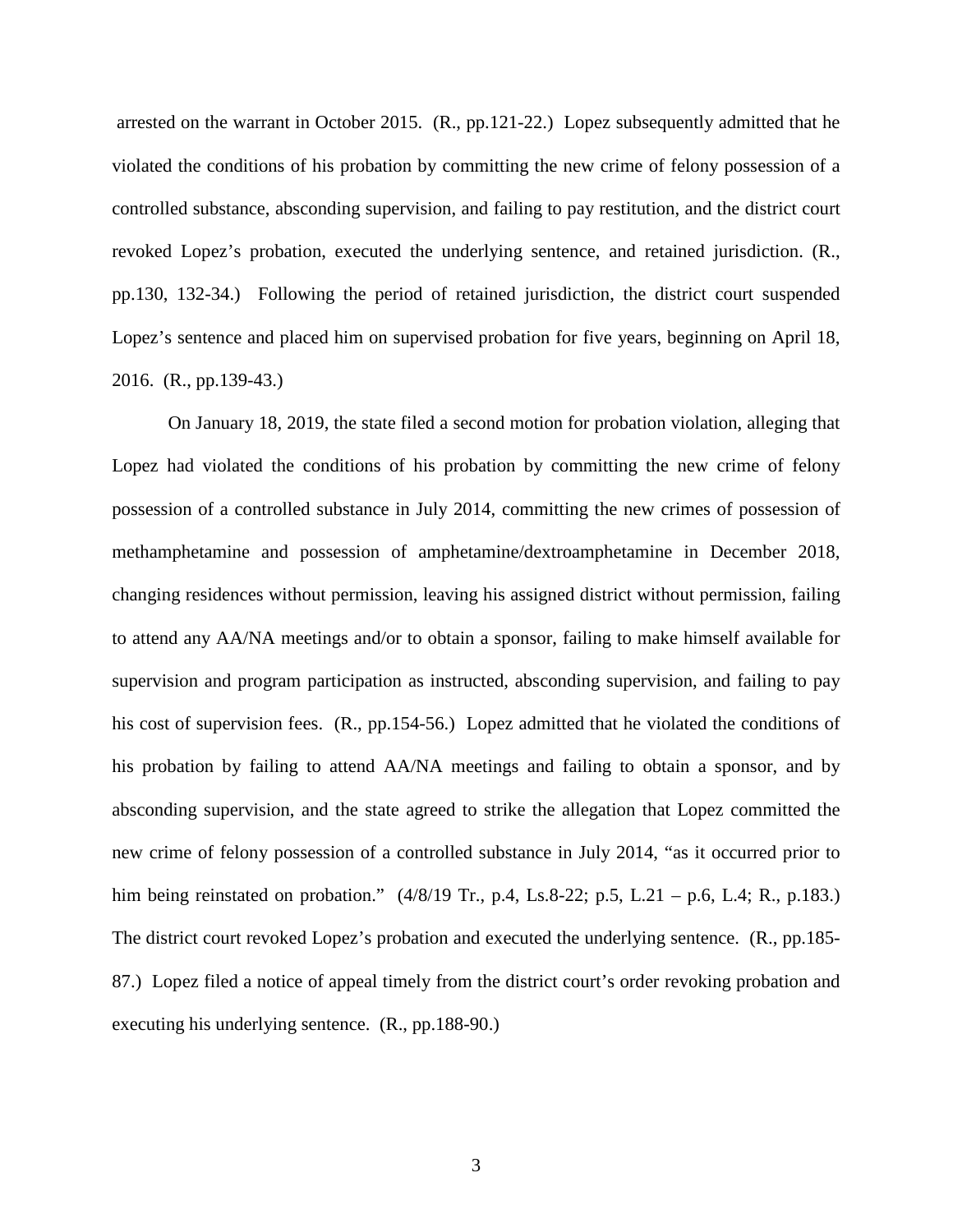arrested on the warrant in October 2015. (R., pp.121-22.) Lopez subsequently admitted that he violated the conditions of his probation by committing the new crime of felony possession of a controlled substance, absconding supervision, and failing to pay restitution, and the district court revoked Lopez's probation, executed the underlying sentence, and retained jurisdiction. (R., pp.130, 132-34.) Following the period of retained jurisdiction, the district court suspended Lopez's sentence and placed him on supervised probation for five years, beginning on April 18, 2016. (R., pp.139-43.)

On January 18, 2019, the state filed a second motion for probation violation, alleging that Lopez had violated the conditions of his probation by committing the new crime of felony possession of a controlled substance in July 2014, committing the new crimes of possession of methamphetamine and possession of amphetamine/dextroamphetamine in December 2018, changing residences without permission, leaving his assigned district without permission, failing to attend any AA/NA meetings and/or to obtain a sponsor, failing to make himself available for supervision and program participation as instructed, absconding supervision, and failing to pay his cost of supervision fees. (R., pp.154-56.) Lopez admitted that he violated the conditions of his probation by failing to attend AA/NA meetings and failing to obtain a sponsor, and by absconding supervision, and the state agreed to strike the allegation that Lopez committed the new crime of felony possession of a controlled substance in July 2014, "as it occurred prior to him being reinstated on probation." (4/8/19 Tr., p.4, Ls.8-22; p.5, L.21 – p.6, L.4; R., p.183.) The district court revoked Lopez's probation and executed the underlying sentence. (R., pp.185-87.) Lopez filed a notice of appeal timely from the district court's order revoking probation and executing his underlying sentence. (R., pp.188-90.)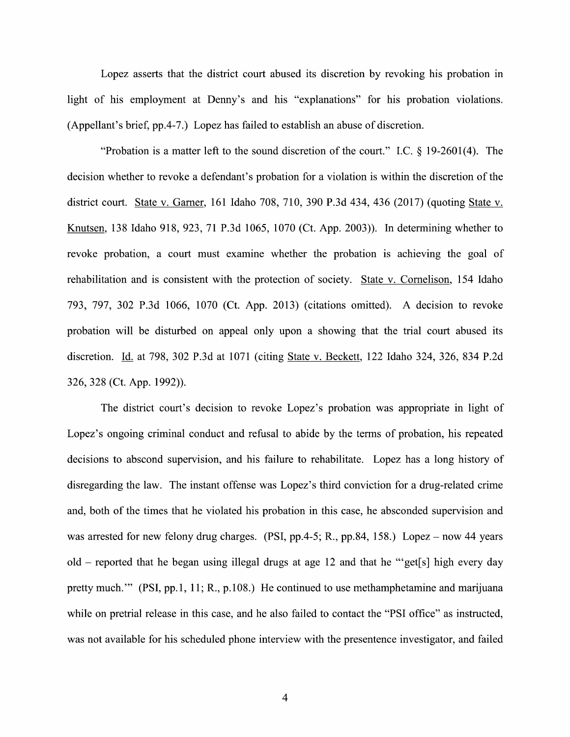Lopez asserts that the district court abused its discretion by revoking his probation in light of his employment at Denny's and his "explanations" for his probation violations. (Appellant's brief, pp.4-7.) Lopez has failed to establish an abuse of discretion.

"Probation is a matter left to the sound discretion of the court." I.C. § 19-2601(4). The decision whether to revoke a defendant's probation for a violation is within the discretion of the district court. State v. Garner, 161 Idaho 708, 710, 390 P.3d 434, 436 (2017) (quoting State v. Knutsen, 138 Idaho 918, 923, 71 P.3d 1065, 1070 (Ct. App. 2003)). In determining whether to revoke probation, a court must examine whether the probation is achieving the goal of rehabilitation and is consistent with the protection of society. State v. Cornelison, 154 Idaho 793, 797, 302 P.3d 1066, 1070 (Ct. App. 2013) (citations omitted). A decision to revoke probation will be disturbed on appeal only upon a showing that the trial court abused its discretion. Id. at 798, 302 P.3d at 1071 (citing State v. Beckett, 122 Idaho 324, 326, 834 P.2d 326, 328 (Ct. App. 1992)).

The district court's decision to revoke Lopez's probation was appropriate in light of Lopez's ongoing criminal conduct and refusal to abide by the terms of probation, his repeated decisions to abscond supervision, and his failure to rehabilitate. Lopez has a long history of disregarding the law. The instant offense was Lopez's third conviction for a drug-related crime and, both of the times that he violated his probation in this case, he absconded supervision and was arrested for new felony drug charges. (PSI, pp.4-5; R., pp.84, 158.) Lopez – now 44 years old – reported that he began using illegal drugs at age 12 and that he "'get[s] high every day pretty much.'" (PSI, pp.1, 11; R., p.108.) He continued to use methamphetamine and marijuana while on pretrial release in this case, and he also failed to contact the "PSI office" as instructed, was not available for his scheduled phone interview with the presentence investigator, and failed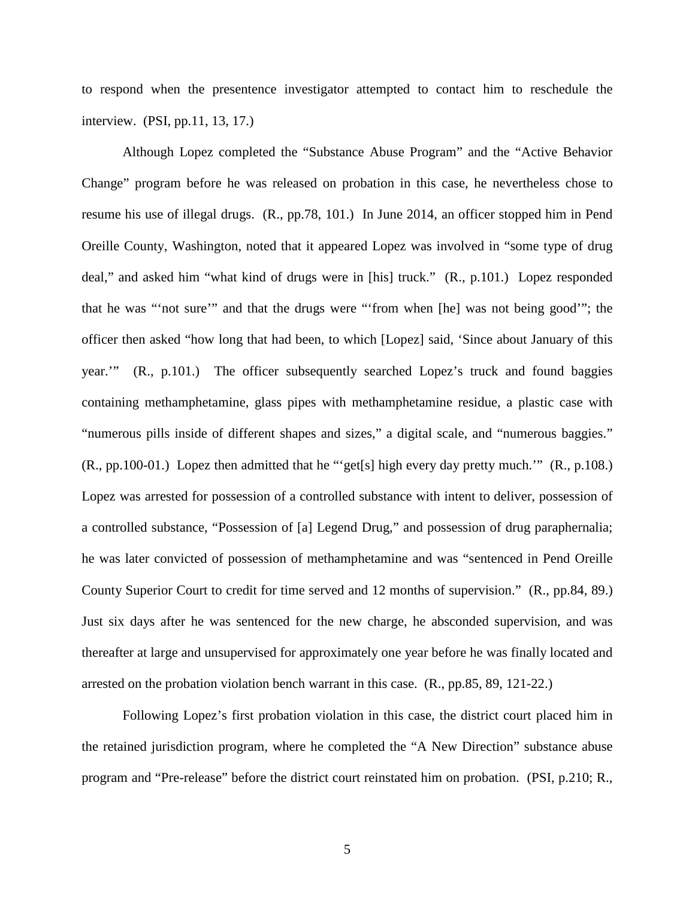to respond when the presentence investigator attempted to contact him to reschedule the interview. (PSI, pp.11, 13, 17.)

Although Lopez completed the "Substance Abuse Program" and the "Active Behavior Change" program before he was released on probation in this case, he nevertheless chose to resume his use of illegal drugs. (R., pp.78, 101.) In June 2014, an officer stopped him in Pend Oreille County, Washington, noted that it appeared Lopez was involved in "some type of drug deal," and asked him "what kind of drugs were in [his] truck." (R., p.101.) Lopez responded that he was "'not sure'" and that the drugs were "'from when [he] was not being good'"; the officer then asked "how long that had been, to which [Lopez] said, 'Since about January of this year.'" (R., p.101.) The officer subsequently searched Lopez's truck and found baggies containing methamphetamine, glass pipes with methamphetamine residue, a plastic case with "numerous pills inside of different shapes and sizes," a digital scale, and "numerous baggies." (R., pp.100-01.) Lopez then admitted that he "'get[s] high every day pretty much.'" (R., p.108.) Lopez was arrested for possession of a controlled substance with intent to deliver, possession of a controlled substance, "Possession of [a] Legend Drug," and possession of drug paraphernalia; he was later convicted of possession of methamphetamine and was "sentenced in Pend Oreille County Superior Court to credit for time served and 12 months of supervision." (R., pp.84, 89.) Just six days after he was sentenced for the new charge, he absconded supervision, and was thereafter at large and unsupervised for approximately one year before he was finally located and arrested on the probation violation bench warrant in this case. (R., pp.85, 89, 121-22.)

Following Lopez's first probation violation in this case, the district court placed him in the retained jurisdiction program, where he completed the "A New Direction" substance abuse program and "Pre-release" before the district court reinstated him on probation. (PSI, p.210; R.,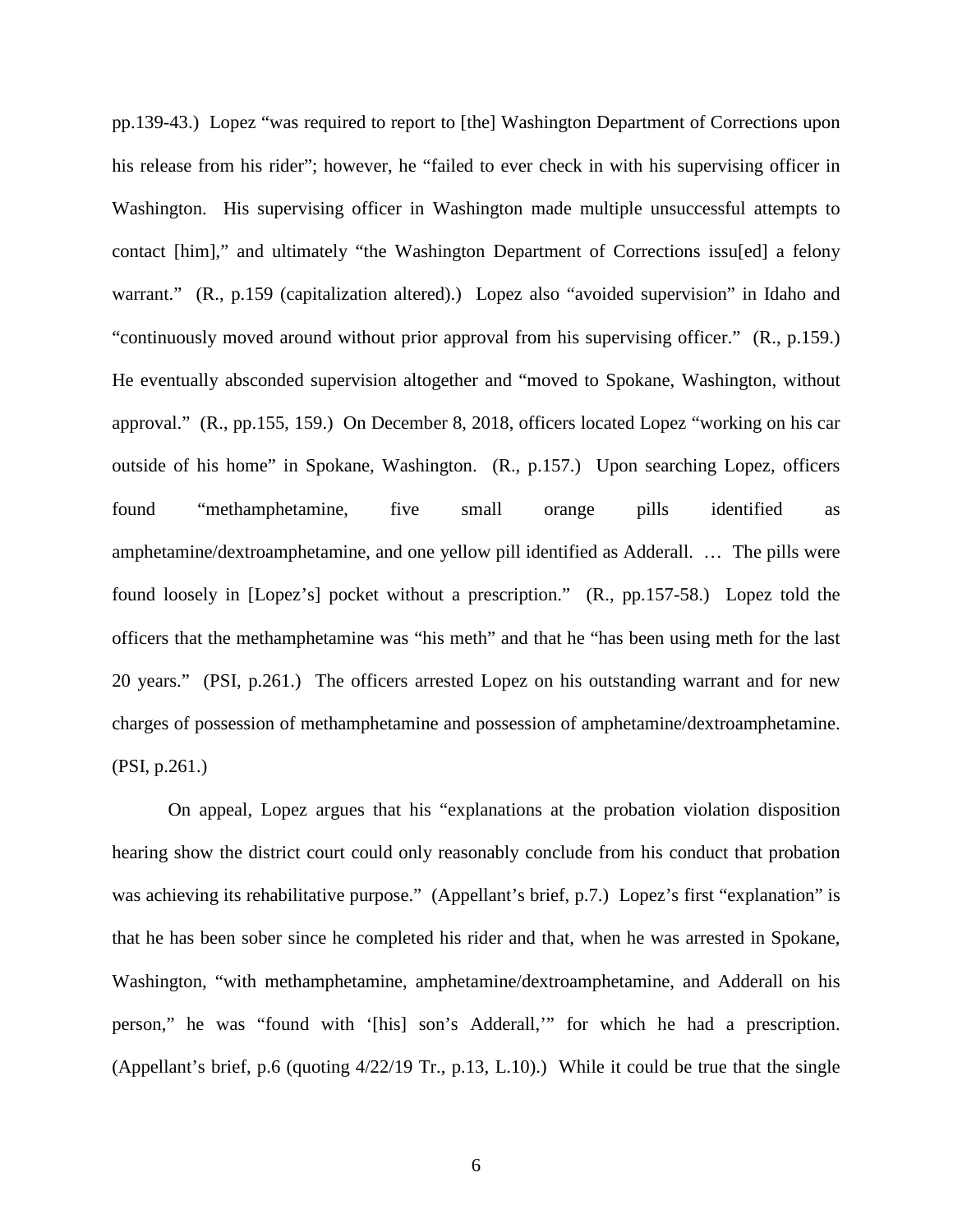pp.139-43.) Lopez "was required to report to [the] Washington Department of Corrections upon his release from his rider"; however, he "failed to ever check in with his supervising officer in Washington. His supervising officer in Washington made multiple unsuccessful attempts to contact [him]," and ultimately "the Washington Department of Corrections issu[ed] a felony warrant." (R., p.159 (capitalization altered).) Lopez also "avoided supervision" in Idaho and "continuously moved around without prior approval from his supervising officer." (R., p.159.) He eventually absconded supervision altogether and "moved to Spokane, Washington, without approval." (R., pp.155, 159.) On December 8, 2018, officers located Lopez "working on his car outside of his home" in Spokane, Washington. (R., p.157.) Upon searching Lopez, officers found "methamphetamine, five small orange pills identified as amphetamine/dextroamphetamine, and one yellow pill identified as Adderall. … The pills were found loosely in [Lopez's] pocket without a prescription." (R., pp.157-58.) Lopez told the officers that the methamphetamine was "his meth" and that he "has been using meth for the last 20 years." (PSI, p.261.) The officers arrested Lopez on his outstanding warrant and for new charges of possession of methamphetamine and possession of amphetamine/dextroamphetamine. (PSI, p.261.)

On appeal, Lopez argues that his "explanations at the probation violation disposition hearing show the district court could only reasonably conclude from his conduct that probation was achieving its rehabilitative purpose." (Appellant's brief, p.7.) Lopez's first "explanation" is that he has been sober since he completed his rider and that, when he was arrested in Spokane, Washington, "with methamphetamine, amphetamine/dextroamphetamine, and Adderall on his person," he was "found with '[his] son's Adderall,'" for which he had a prescription. (Appellant's brief, p.6 (quoting 4/22/19 Tr., p.13, L.10).) While it could be true that the single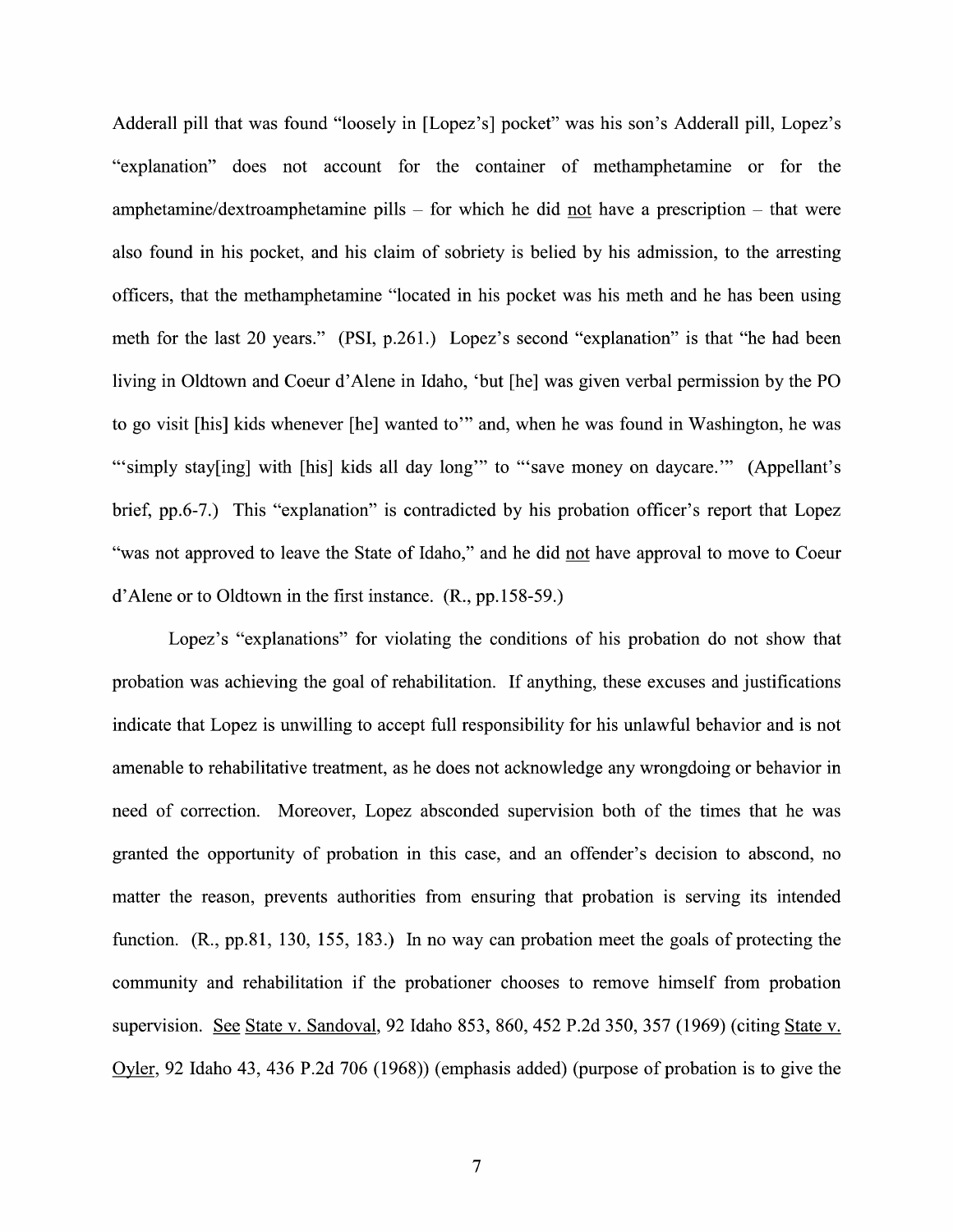Adderall pill that was found "loosely in [Lopez's] pocket" was his son's Adderall pill, Lopez's "explanation" does not account for the container of methamphetamine or for the amphetamine/dextroamphetamine pills – for which he did not have a prescription – that were also found in his pocket, and his claim of sobriety is belied by his admission, to the arresting officers, that the methamphetamine "located in his pocket was his meth and he has been using meth for the last 20 years." (PSI, p.261.) Lopez's second "explanation" is that "he had been living in Oldtown and Coeur d'Alene in Idaho, 'but [he] was given verbal permission by the PO to go visit [his] kids whenever [he] wanted to'" and, when he was found in Washington, he was "'simply stay[ing] with [his] kids all day long'" to "'save money on daycare.'" (Appellant's brief, pp.6-7.) This "explanation" is contradicted by his probation officer's report that Lopez "was not approved to leave the State of Idaho," and he did not have approval to move to Coeur d'Alene or to Oldtown in the first instance. (R., pp.158-59.)

Lopez's "explanations" for violating the conditions of his probation do not show that probation was achieving the goal of rehabilitation. If anything, these excuses and justifications indicate that Lopez is unwilling to accept full responsibility for his unlawful behavior and is not amenable to rehabilitative treatment, as he does not acknowledge any wrongdoing or behavior in need of correction. Moreover, Lopez absconded supervision both of the times that he was granted the opportunity of probation in this case, and an offender's decision to abscond, no matter the reason, prevents authorities from ensuring that probation is serving its intended function. (R., pp.81, 130, 155, 183.) In no way can probation meet the goals of protecting the community and rehabilitation if the probationer chooses to remove himself from probation supervision. See State v. Sandoval, 92 Idaho 853, 860, 452 P.2d 350, 357 (1969) (citing State v. Oyler, 92 Idaho 43, 436 P.2d 706 (1968)) (emphasis added) (purpose of probation is to give the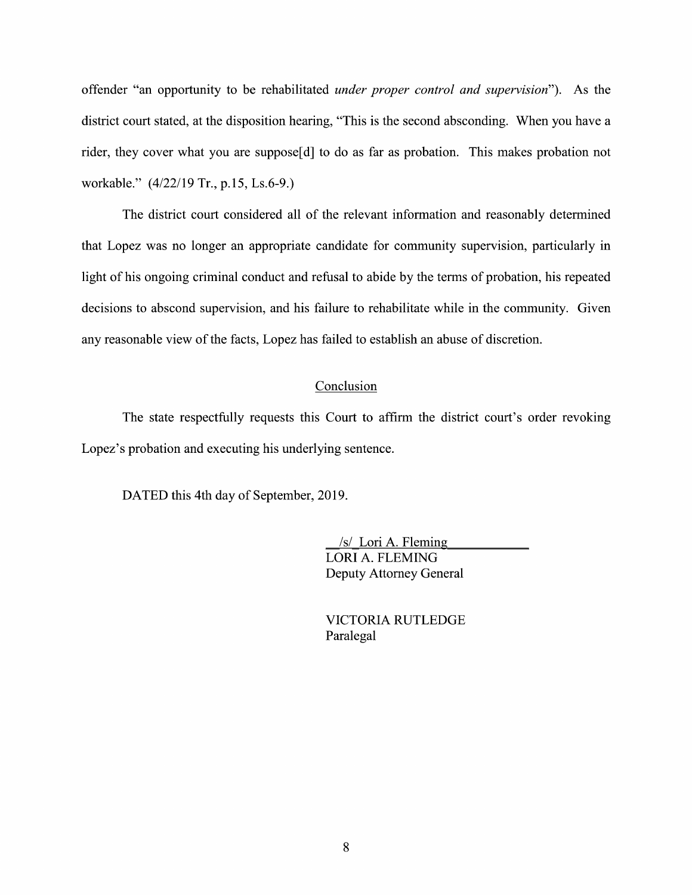offender "an opportunity to be rehabilitated *under proper control and supervision*"). As the district court stated, at the disposition hearing, "This is the second absconding. When you have a rider, they cover what you are suppose[d] to do as far as probation. This makes probation not workable." (4/22/19 Tr., p.15, Ls.6-9.)

The district court considered all of the relevant information and reasonably determined that Lopez was no longer an appropriate candidate for community supervision, particularly in light of his ongoing criminal conduct and refusal to abide by the terms of probation, his repeated decisions to abscond supervision, and his failure to rehabilitate while in the community. Given any reasonable view of the facts, Lopez has failed to establish an abuse of discretion.

## Conclusion

The state respectfully requests this Court to affirm the district court's order revoking Lopez's probation and executing his underlying sentence.

DATED this 4th day of September, 2019.

/s/ Lori A. Fleming
LORI A. FLEMING
Deputy Attorney General

VICTORIA RUTLEDGE
Paralegal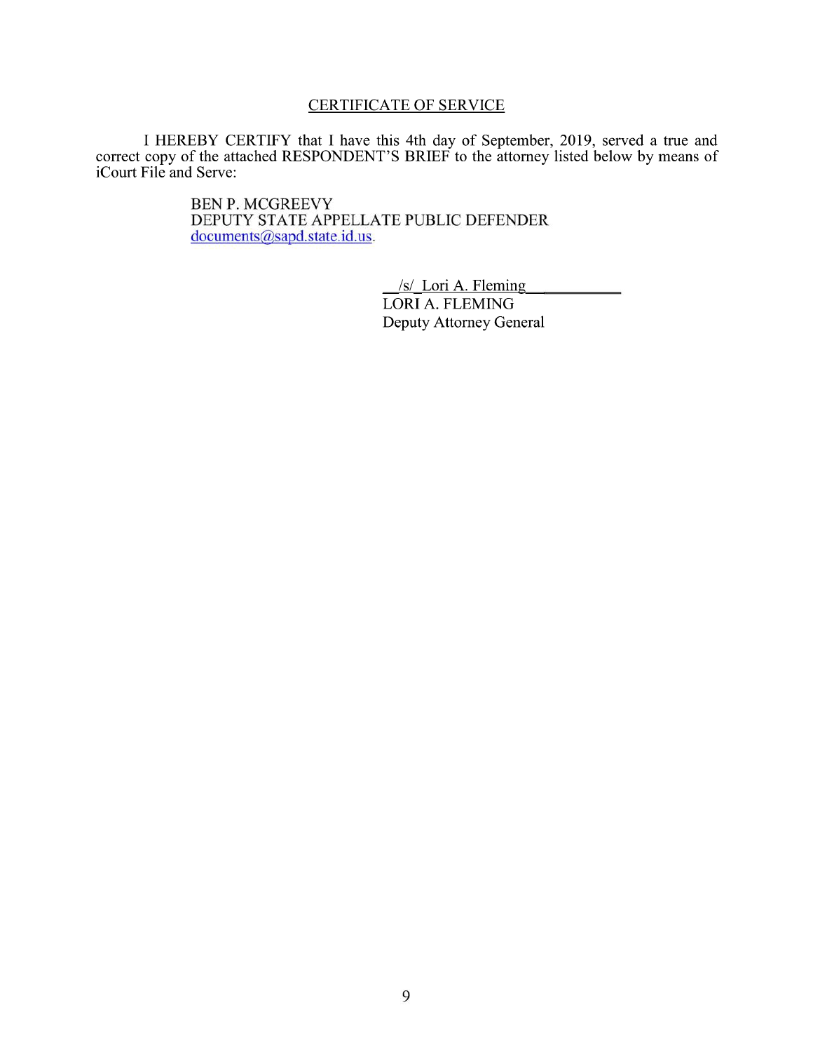## CERTIFICATE OF SERVICE

I HEREBY CERTIFY that I have this 4th day of September, 2019, served a true and correct copy of the attached RESPONDENT'S BRIEF to the attorney listed below by means of iCourt File and Serve:

BEN P. MCGREEVY
DEPUTY STATE APPELLATE PUBLIC DEFENDER
documents@sapd.state.id.us.

/s/ Lori A. Fleming
LORI A. FLEMING
Deputy Attorney General